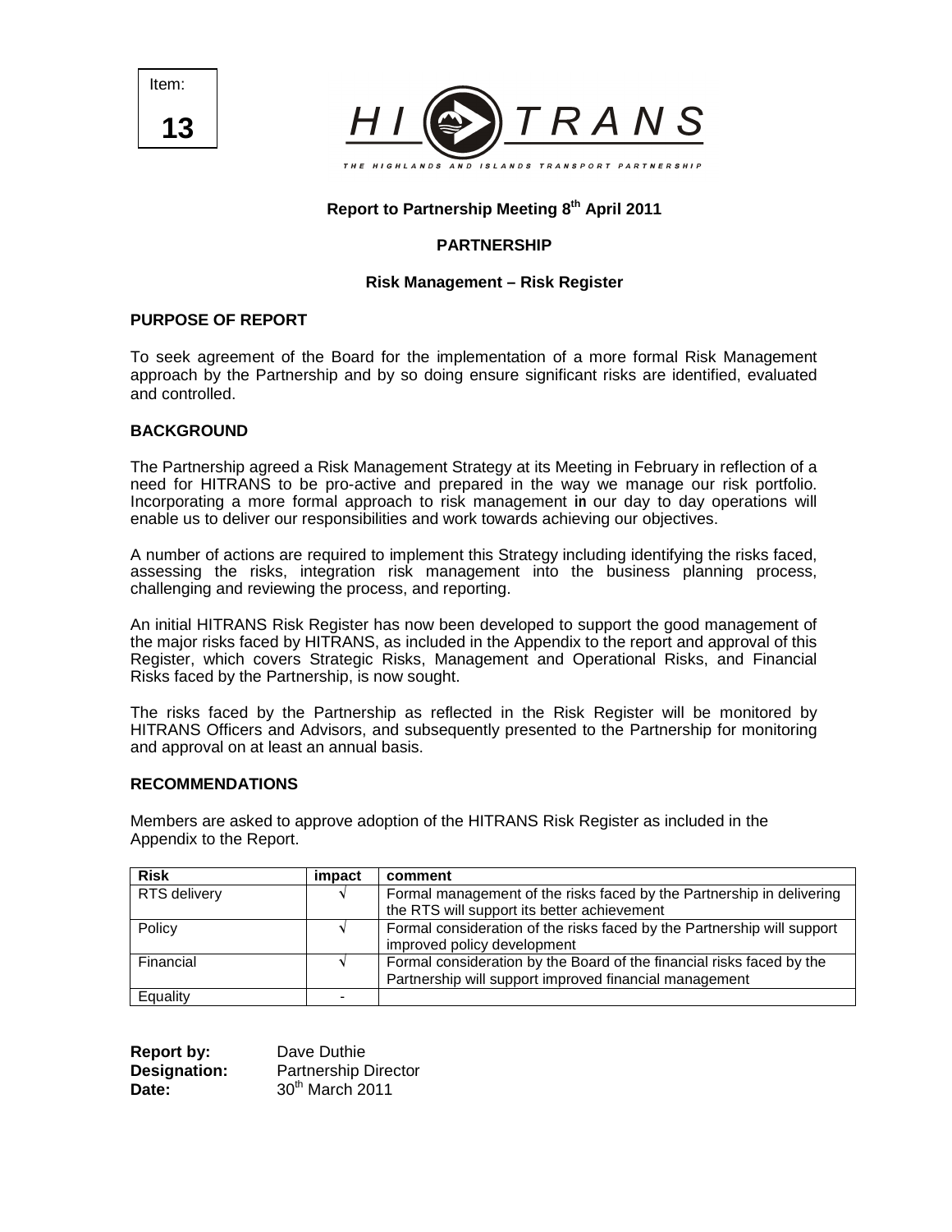Item:

**13**

HI TRANS

THE HIGHLANDS AND ISLANDS TRANSPORT PARTNERSHIP

**Report to Partnership Meeting 8th April 2011**

**PARTNERSHIP**

**Risk Management – Risk Register**

## PURPOSE OF REPORT

To seek agreement of the Board for the implementation of a more formal Risk Management approach by the Partnership and by so doing ensure significant risks are identified, evaluated and controlled.

## BACKGROUND

The Partnership agreed a Risk Management Strategy at its Meeting in February in reflection of a need for HITRANS to be pro-active and prepared in the way we manage our risk portfolio. Incorporating a more formal approach to risk management **in** our day to day operations will enable us to deliver our responsibilities and work towards achieving our objectives.

A number of actions are required to implement this Strategy including identifying the risks faced, assessing the risks, integration risk management into the business planning process, challenging and reviewing the process, and reporting.

An initial HITRANS Risk Register has now been developed to support the good management of the major risks faced by HITRANS, as included in the Appendix to the report and approval of this Register, which covers Strategic Risks, Management and Operational Risks, and Financial Risks faced by the Partnership, is now sought.

The risks faced by the Partnership as reflected in the Risk Register will be monitored by HITRANS Officers and Advisors, and subsequently presented to the Partnership for monitoring and approval on at least an annual basis.

## RECOMMENDATIONS

Members are asked to approve adoption of the HITRANS Risk Register as included in the Appendix to the Report.

| Risk | impact | comment |
|---|---|---|
| RTS delivery | √ | Formal management of the risks faced by the Partnership in delivering the RTS will support its better achievement |
| Policy | √ | Formal consideration of the risks faced by the Partnership will support improved policy development |
| Financial | √ | Formal consideration by the Board of the financial risks faced by the Partnership will support improved financial management |
| Equality | - | |

**Report by:** Dave Duthie
**Designation:** Partnership Director
**Date:** 30th March 2011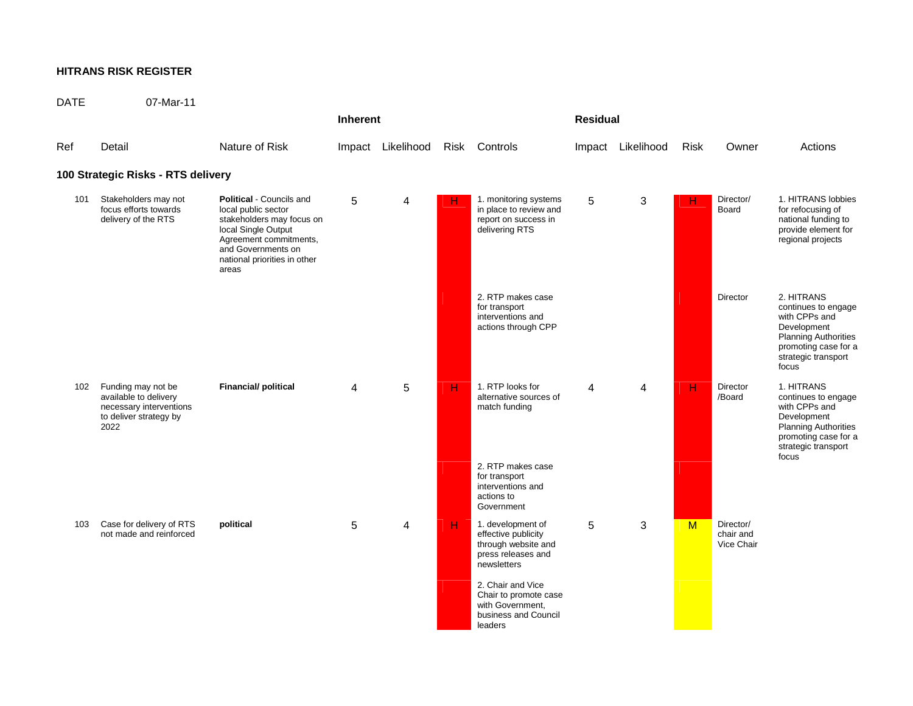**HITRANS RISK REGISTER**

DATE 07-Mar-11

| Ref | Detail | Nature of Risk | Inherent Impact | Inherent Likelihood | Inherent Risk | Controls | Residual Impact | Residual Likelihood | Residual Risk | Owner | Actions |
|---|---|---|---|---|---|---|---|---|---|---|---|
| **100 Strategic Risks - RTS delivery** | | | | | | | | | | | |
| 101 | Stakeholders may not focus efforts towards delivery of the RTS | **Political** - Councils and local public sector stakeholders may focus on local Single Output Agreement commitments, and Governments on national priorities in other areas | 5 | 4 | H | 1. monitoring systems in place to review and report on success in delivering RTS | 5 | 3 | H | Director/ Board | 1. HITRANS lobbies for refocusing of national funding to provide element for regional projects |
| | | | | | | 2. RTP makes case for transport interventions and actions through CPP | | | | Director | 2. HITRANS continues to engage with CPPs and Development Planning Authorities promoting case for a strategic transport focus |
| 102 | Funding may not be available to delivery necessary interventions to deliver strategy by 2022 | **Financial/ political** | 4 | 5 | H | 1. RTP looks for alternative sources of match funding | 4 | 4 | H | Director /Board | 1. HITRANS continues to engage with CPPs and Development Planning Authorities promoting case for a strategic transport focus |
| | | | | | | 2. RTP makes case for transport interventions and actions to Government | | | | | |
| 103 | Case for delivery of RTS not made and reinforced | **political** | 5 | 4 | H | 1. development of effective publicity through website and press releases and newsletters | 5 | 3 | M | Director/ chair and Vice Chair | |
| | | | | | | 2. Chair and Vice Chair to promote case with Government, business and Council leaders | | | | | |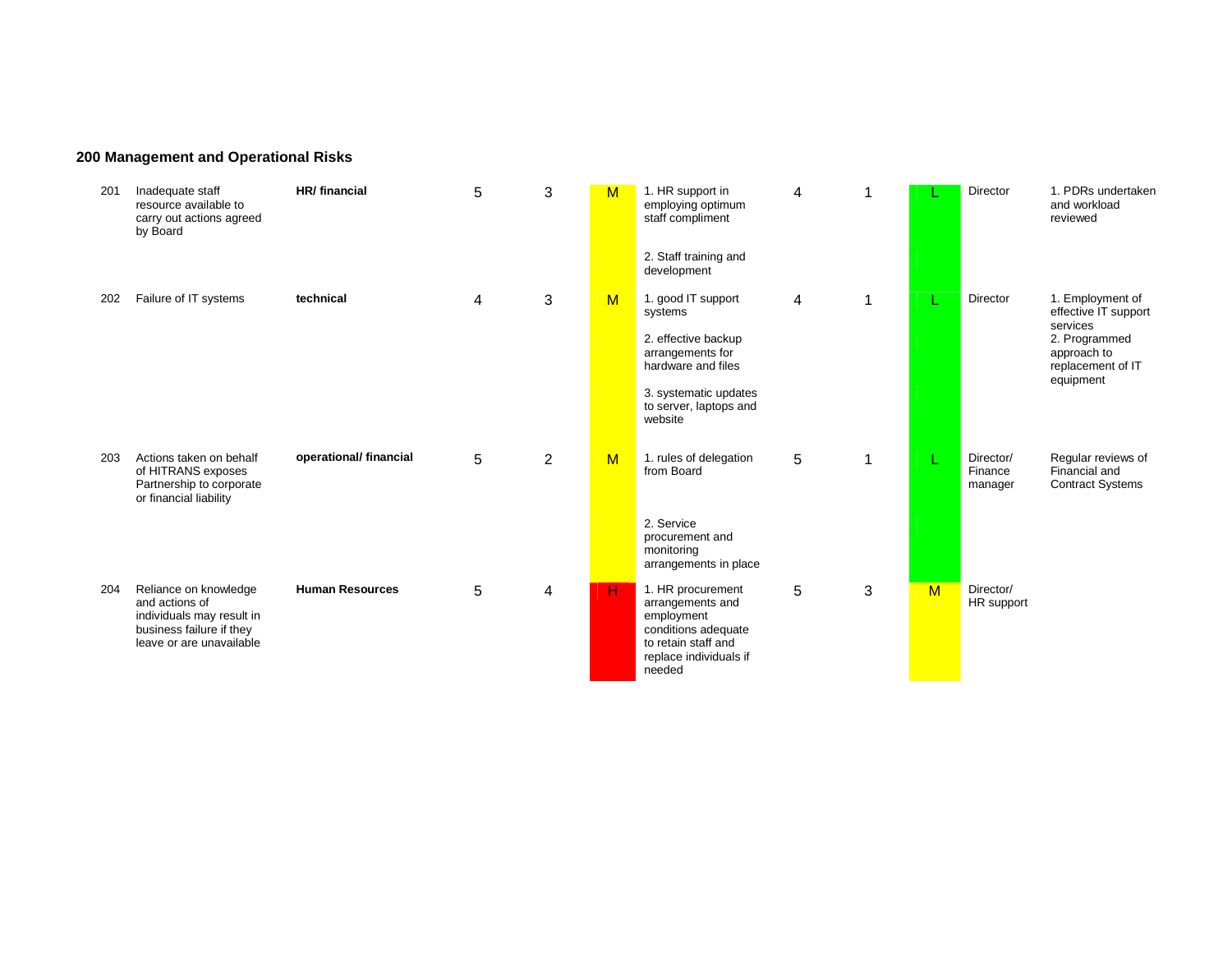## 200 Management and Operational Risks

| | | | | | | | | | | | |
|---|---|---|---|---|---|---|---|---|---|---|---|
| 201 | Inadequate staff resource available to carry out actions agreed by Board | **HR/ financial** | 5 | 3 | M | 1. HR support in employing optimum staff compliment<br>2. Staff training and development | 4 | 1 | L | Director | 1. PDRs undertaken and workload reviewed |
| 202 | Failure of IT systems | **technical** | 4 | 3 | M | 1. good IT support systems<br>2. effective backup arrangements for hardware and files<br>3. systematic updates to server, laptops and website | 4 | 1 | L | Director | 1. Employment of effective IT support services<br>2. Programmed approach to replacement of IT equipment |
| 203 | Actions taken on behalf of HITRANS exposes Partnership to corporate or financial liability | **operational/ financial** | 5 | 2 | M | 1. rules of delegation from Board<br>2. Service procurement and monitoring arrangements in place | 5 | 1 | L | Director/ Finance manager | Regular reviews of Financial and Contract Systems |
| 204 | Reliance on knowledge and actions of individuals may result in business failure if they leave or are unavailable | **Human Resources** | 5 | 4 | H | 1. HR procurement arrangements and employment conditions adequate to retain staff and replace individuals if needed | 5 | 3 | M | Director/ HR support | |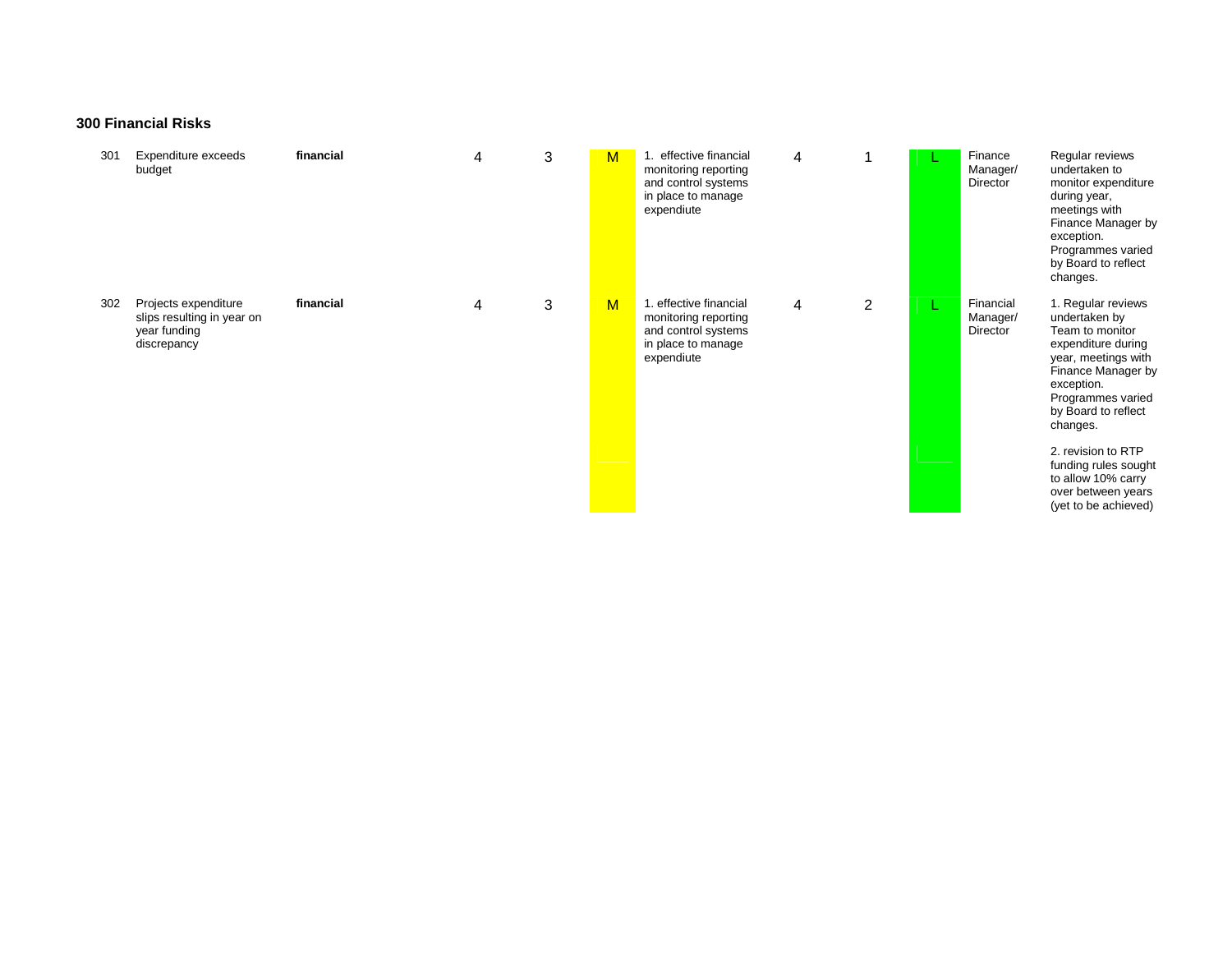**300 Financial Risks**

| | | | | | | | | | | | |
|---|---|---|---|---|---|---|---|---|---|---|---|
| 301 | Expenditure exceeds budget | **financial** | 4 | 3 | M | 1. effective financial monitoring reporting and control systems in place to manage expendiute | 4 | 1 | L | Finance Manager/ Director | Regular reviews undertaken to monitor expenditure during year, meetings with Finance Manager by exception. Programmes varied by Board to reflect changes. |
| 302 | Projects expenditure slips resulting in year on year funding discrepancy | **financial** | 4 | 3 | M | 1. effective financial monitoring reporting and control systems in place to manage expendiute | 4 | 2 | L | Financial Manager/ Director | 1. Regular reviews undertaken by Team to monitor expenditure during year, meetings with Finance Manager by exception. Programmes varied by Board to reflect changes.<br><br>2. revision to RTP funding rules sought to allow 10% carry over between years (yet to be achieved) |